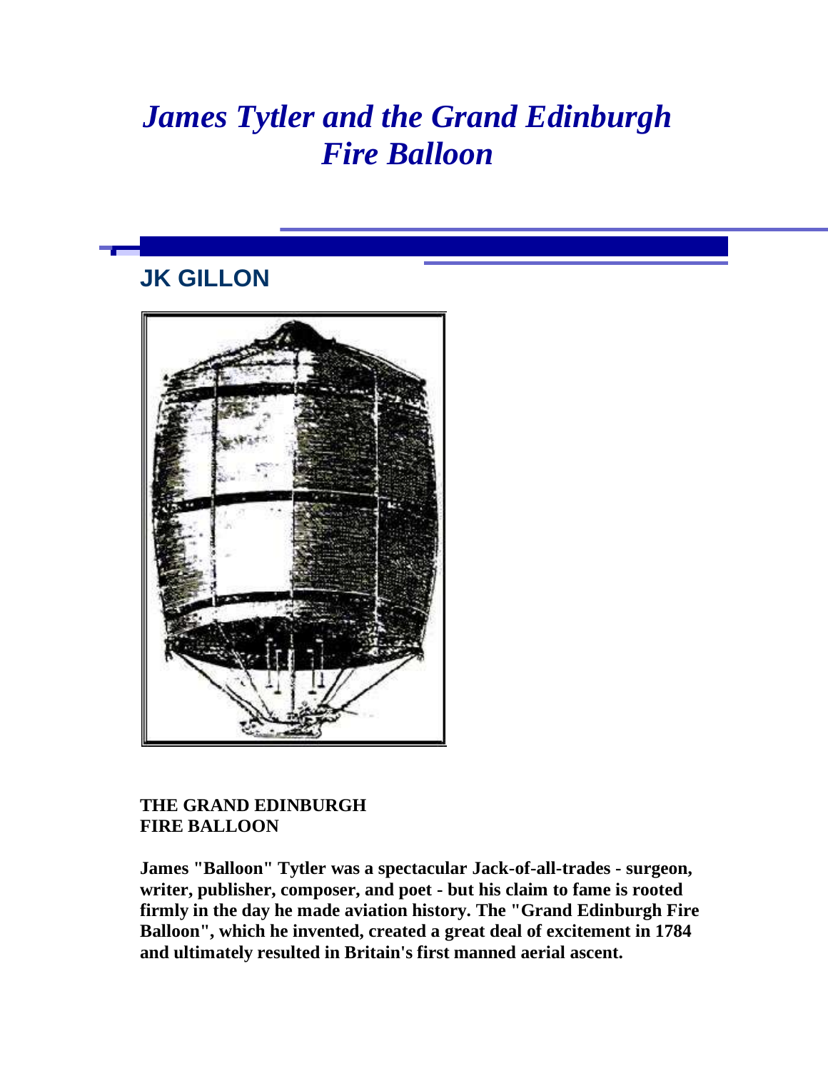# *James Tytler and the Grand Edinburgh Fire Balloon*

## JK GILLON

**THE GRAND EDINBURGH FIRE BALLOON**

**James "Balloon" Tytler was a spectacular Jack-of-all-trades - surgeon, writer, publisher, composer, and poet - but his claim to fame is rooted firmly in the day he made aviation history. The "Grand Edinburgh Fire Balloon", which he invented, created a great deal of excitement in 1784 and ultimately resulted in Britain's first manned aerial ascent.**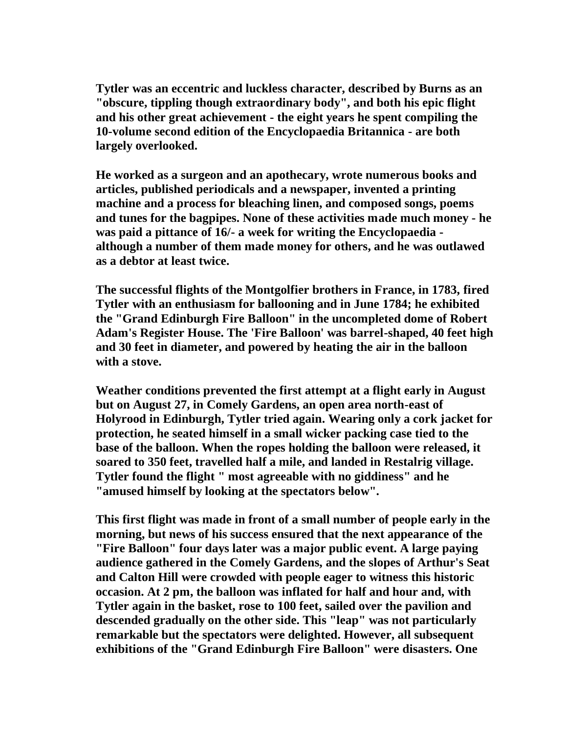**Tytler was an eccentric and luckless character, described by Burns as an "obscure, tippling though extraordinary body", and both his epic flight and his other great achievement - the eight years he spent compiling the 10-volume second edition of the Encyclopaedia Britannica - are both largely overlooked.**

**He worked as a surgeon and an apothecary, wrote numerous books and articles, published periodicals and a newspaper, invented a printing machine and a process for bleaching linen, and composed songs, poems and tunes for the bagpipes. None of these activities made much money - he was paid a pittance of 16/- a week for writing the Encyclopaedia - although a number of them made money for others, and he was outlawed as a debtor at least twice.**

**The successful flights of the Montgolfier brothers in France, in 1783, fired Tytler with an enthusiasm for ballooning and in June 1784; he exhibited the "Grand Edinburgh Fire Balloon" in the uncompleted dome of Robert Adam's Register House. The 'Fire Balloon' was barrel-shaped, 40 feet high and 30 feet in diameter, and powered by heating the air in the balloon with a stove.**

**Weather conditions prevented the first attempt at a flight early in August but on August 27, in Comely Gardens, an open area north-east of Holyrood in Edinburgh, Tytler tried again. Wearing only a cork jacket for protection, he seated himself in a small wicker packing case tied to the base of the balloon. When the ropes holding the balloon were released, it soared to 350 feet, travelled half a mile, and landed in Restalrig village. Tytler found the flight " most agreeable with no giddiness" and he "amused himself by looking at the spectators below".**

**This first flight was made in front of a small number of people early in the morning, but news of his success ensured that the next appearance of the "Fire Balloon" four days later was a major public event. A large paying audience gathered in the Comely Gardens, and the slopes of Arthur's Seat and Calton Hill were crowded with people eager to witness this historic occasion. At 2 pm, the balloon was inflated for half and hour and, with Tytler again in the basket, rose to 100 feet, sailed over the pavilion and descended gradually on the other side. This "leap" was not particularly remarkable but the spectators were delighted. However, all subsequent exhibitions of the "Grand Edinburgh Fire Balloon" were disasters. One**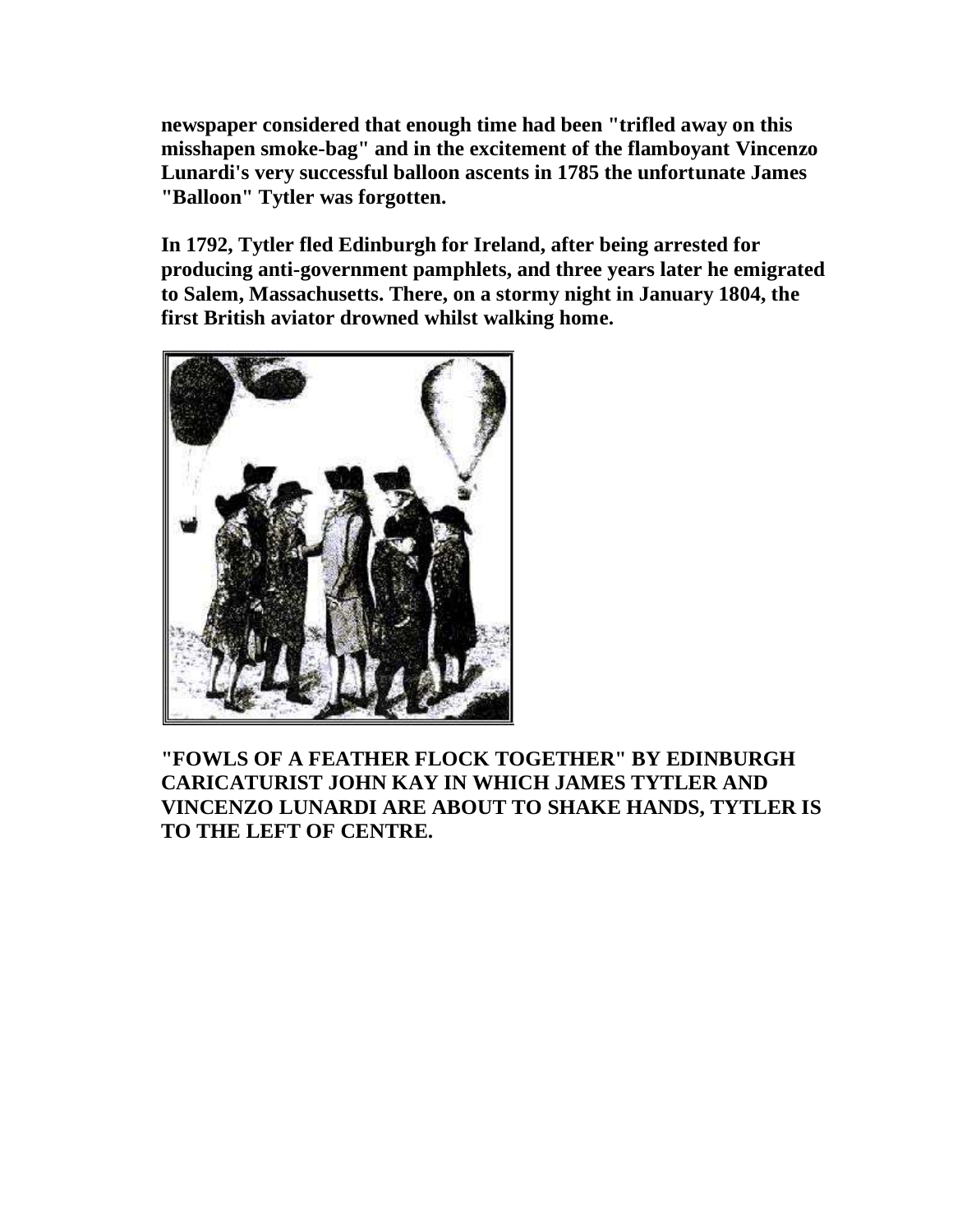**newspaper considered that enough time had been "trifled away on this misshapen smoke-bag" and in the excitement of the flamboyant Vincenzo Lunardi's very successful balloon ascents in 1785 the unfortunate James "Balloon" Tytler was forgotten.**

**In 1792, Tytler fled Edinburgh for Ireland, after being arrested for producing anti-government pamphlets, and three years later he emigrated to Salem, Massachusetts. There, on a stormy night in January 1804, the first British aviator drowned whilst walking home.**

**"FOWLS OF A FEATHER FLOCK TOGETHER" BY EDINBURGH CARICATURIST JOHN KAY IN WHICH JAMES TYTLER AND VINCENZO LUNARDI ARE ABOUT TO SHAKE HANDS, TYTLER IS TO THE LEFT OF CENTRE.**